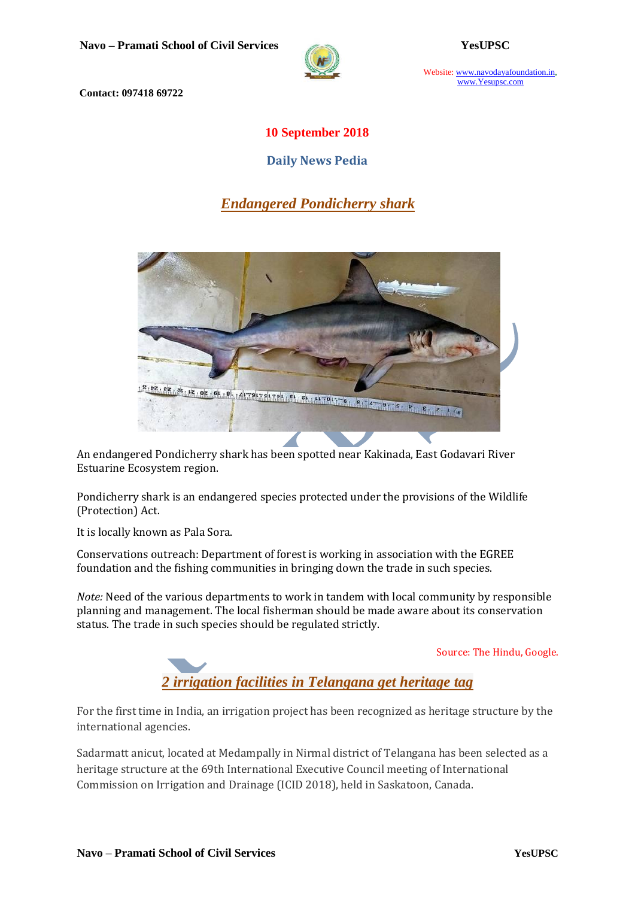**10 September 2018**

**Daily News Pedia**

## *Endangered Pondicherry shark*

An endangered Pondicherry shark has been spotted near Kakinada, East Godavari River Estuarine Ecosystem region.

Pondicherry shark is an endangered species protected under the provisions of the Wildlife (Protection) Act.

It is locally known as Pala Sora.

Conservations outreach: Department of forest is working in association with the EGREE foundation and the fishing communities in bringing down the trade in such species.

*Note:* Need of the various departments to work in tandem with local community by responsible planning and management. The local fisherman should be made aware about its conservation status. The trade in such species should be regulated strictly.

Source: The Hindu, Google.

## *2 irrigation facilities in Telangana get heritage tag*

For the first time in India, an irrigation project has been recognized as heritage structure by the international agencies.

Sadarmatt anicut, located at Medampally in Nirmal district of Telangana has been selected as a heritage structure at the 69th International Executive Council meeting of International Commission on Irrigation and Drainage (ICID 2018), held in Saskatoon, Canada.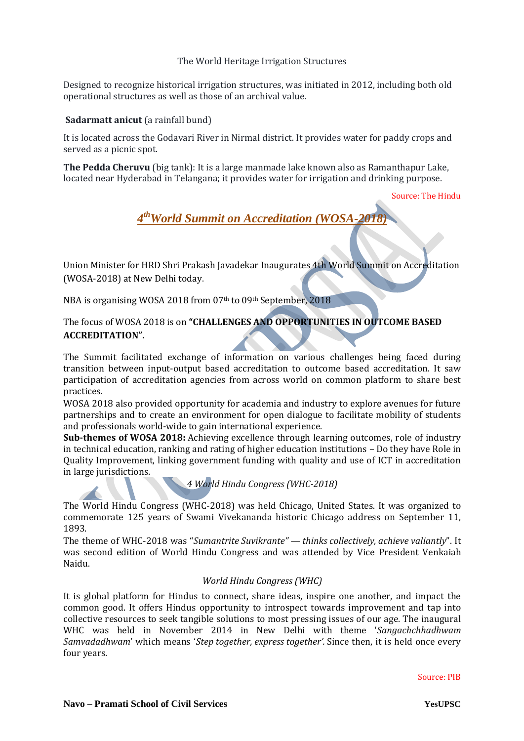The World Heritage Irrigation Structures

Designed to recognize historical irrigation structures, was initiated in 2012, including both old operational structures as well as those of an archival value.

**Sadarmatt anicut** (a rainfall bund)

It is located across the Godavari River in Nirmal district. It provides water for paddy crops and served as a picnic spot.

**The Pedda Cheruvu** (big tank): It is a large manmade lake known also as Ramanthapur Lake, located near Hyderabad in Telangana; it provides water for irrigation and drinking purpose.

Source: The Hindu

## *4th World Summit on Accreditation (WOSA-2018)*

Union Minister for HRD Shri Prakash Javadekar Inaugurates 4th World Summit on Accreditation (WOSA-2018) at New Delhi today.

NBA is organising WOSA 2018 from 07th to 09th September, 2018

The focus of WOSA 2018 is on **"CHALLENGES AND OPPORTUNITIES IN OUTCOME BASED ACCREDITATION".**

The Summit facilitated exchange of information on various challenges being faced during transition between input-output based accreditation to outcome based accreditation. It saw participation of accreditation agencies from across world on common platform to share best practices.

WOSA 2018 also provided opportunity for academia and industry to explore avenues for future partnerships and to create an environment for open dialogue to facilitate mobility of students and professionals world-wide to gain international experience.

**Sub-themes of WOSA 2018:** Achieving excellence through learning outcomes, role of industry in technical education, ranking and rating of higher education institutions – Do they have Role in Quality Improvement, linking government funding with quality and use of ICT in accreditation in large jurisdictions.

*4 World Hindu Congress (WHC-2018)*

The World Hindu Congress (WHC-2018) was held Chicago, United States. It was organized to commemorate 125 years of Swami Vivekananda historic Chicago address on September 11, 1893.

The theme of WHC-2018 was "*Sumantrite Suvikrante" — thinks collectively, achieve valiantly*". It was second edition of World Hindu Congress and was attended by Vice President Venkaiah Naidu.

*World Hindu Congress (WHC)*

It is global platform for Hindus to connect, share ideas, inspire one another, and impact the common good. It offers Hindus opportunity to introspect towards improvement and tap into collective resources to seek tangible solutions to most pressing issues of our age. The inaugural WHC was held in November 2014 in New Delhi with theme '*Sangachchhadhwam Samvadadhwam*' which means '*Step together, express together'.* Since then, it is held once every four years.

Source: PIB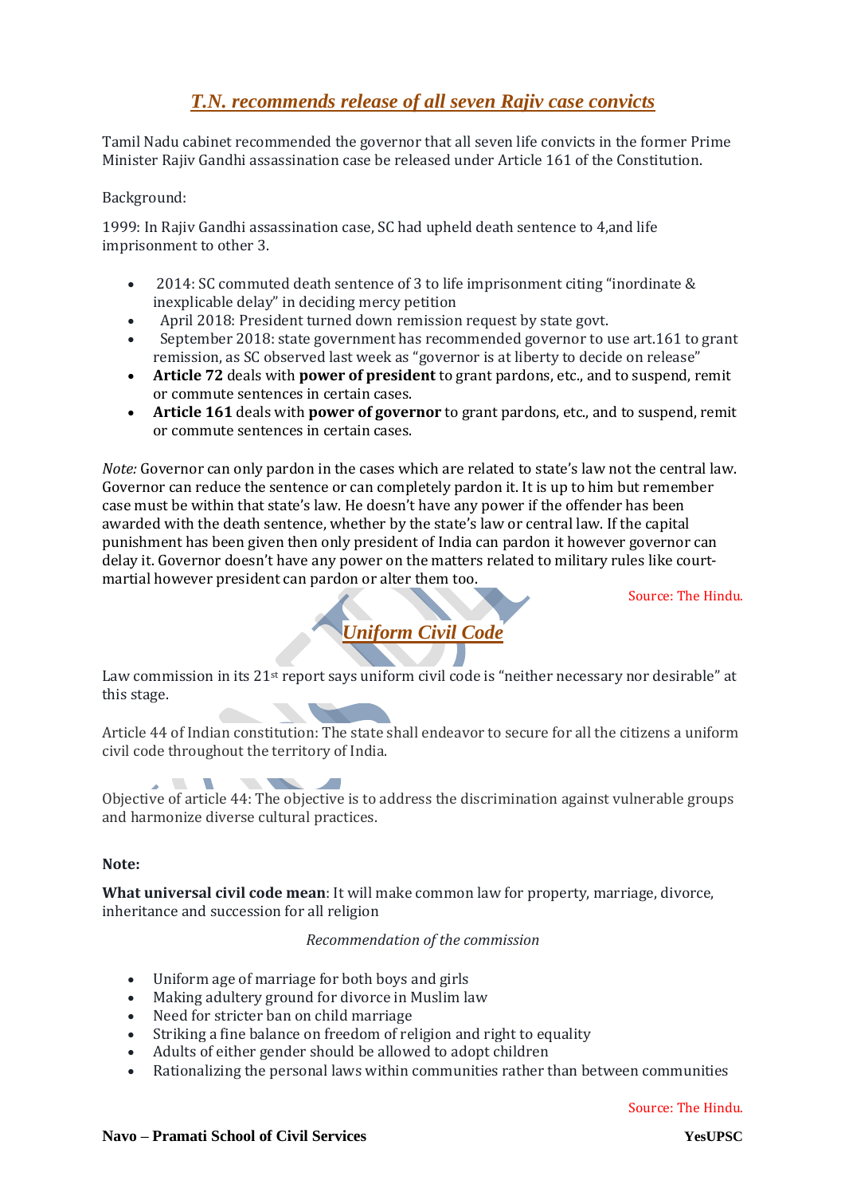## *T.N. recommends release of all seven Rajiv case convicts*

Tamil Nadu cabinet recommended the governor that all seven life convicts in the former Prime Minister Rajiv Gandhi assassination case be released under Article 161 of the Constitution.

Background:

1999: In Rajiv Gandhi assassination case, SC had upheld death sentence to 4,and life imprisonment to other 3.

- 2014: SC commuted death sentence of 3 to life imprisonment citing "inordinate & inexplicable delay" in deciding mercy petition
- April 2018: President turned down remission request by state govt.
- September 2018: state government has recommended governor to use art.161 to grant remission, as SC observed last week as "governor is at liberty to decide on release"
- **Article 72** deals with **power of president** to grant pardons, etc., and to suspend, remit or commute sentences in certain cases.
- **Article 161** deals with **power of governor** to grant pardons, etc., and to suspend, remit or commute sentences in certain cases.

*Note:* Governor can only pardon in the cases which are related to state's law not the central law. Governor can reduce the sentence or can completely pardon it. It is up to him but remember case must be within that state's law. He doesn't have any power if the offender has been awarded with the death sentence, whether by the state's law or central law. If the capital punishment has been given then only president of India can pardon it however governor can delay it. Governor doesn't have any power on the matters related to military rules like court-martial however president can pardon or alter them too.

Source: The Hindu.

## *Uniform Civil Code*

Law commission in its 21st report says uniform civil code is "neither necessary nor desirable" at this stage.

Article 44 of Indian constitution: The state shall endeavor to secure for all the citizens a uniform civil code throughout the territory of India.

Objective of article 44: The objective is to address the discrimination against vulnerable groups and harmonize diverse cultural practices.

**Note:**

**What universal civil code mean**: It will make common law for property, marriage, divorce, inheritance and succession for all religion

*Recommendation of the commission*

- Uniform age of marriage for both boys and girls
- Making adultery ground for divorce in Muslim law
- Need for stricter ban on child marriage
- Striking a fine balance on freedom of religion and right to equality
- Adults of either gender should be allowed to adopt children
- Rationalizing the personal laws within communities rather than between communities

Source: The Hindu.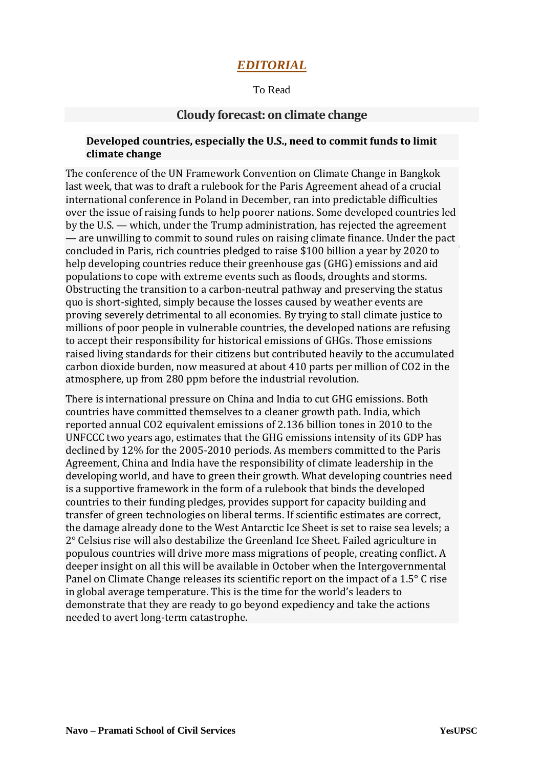## *EDITORIAL*

To Read

### Cloudy forecast: on climate change

**Developed countries, especially the U.S., need to commit funds to limit climate change**

The conference of the UN Framework Convention on Climate Change in Bangkok last week, that was to draft a rulebook for the Paris Agreement ahead of a crucial international conference in Poland in December, ran into predictable difficulties over the issue of raising funds to help poorer nations. Some developed countries led by the U.S. — which, under the Trump administration, has rejected the agreement — are unwilling to commit to sound rules on raising climate finance. Under the pact concluded in Paris, rich countries pledged to raise $100 billion a year by 2020 to help developing countries reduce their greenhouse gas (GHG) emissions and aid populations to cope with extreme events such as floods, droughts and storms. Obstructing the transition to a carbon-neutral pathway and preserving the status quo is short-sighted, simply because the losses caused by weather events are proving severely detrimental to all economies. By trying to stall climate justice to millions of poor people in vulnerable countries, the developed nations are refusing to accept their responsibility for historical emissions of GHGs. Those emissions raised living standards for their citizens but contributed heavily to the accumulated carbon dioxide burden, now measured at about 410 parts per million of $CO_2$ in the atmosphere, up from 280 ppm before the industrial revolution.

There is international pressure on China and India to cut GHG emissions. Both countries have committed themselves to a cleaner growth path. India, which reported annual $CO_2$ equivalent emissions of 2.136 billion tones in 2010 to the UNFCCC two years ago, estimates that the GHG emissions intensity of its GDP has declined by 12% for the 2005-2010 periods. As members committed to the Paris Agreement, China and India have the responsibility of climate leadership in the developing world, and have to green their growth. What developing countries need is a supportive framework in the form of a rulebook that binds the developed countries to their funding pledges, provides support for capacity building and transfer of green technologies on liberal terms. If scientific estimates are correct, the damage already done to the West Antarctic Ice Sheet is set to raise sea levels; a 2° Celsius rise will also destabilize the Greenland Ice Sheet. Failed agriculture in populous countries will drive more mass migrations of people, creating conflict. A deeper insight on all this will be available in October when the Intergovernmental Panel on Climate Change releases its scientific report on the impact of a 1.5° C rise in global average temperature. This is the time for the world's leaders to demonstrate that they are ready to go beyond expediency and take the actions needed to avert long-term catastrophe.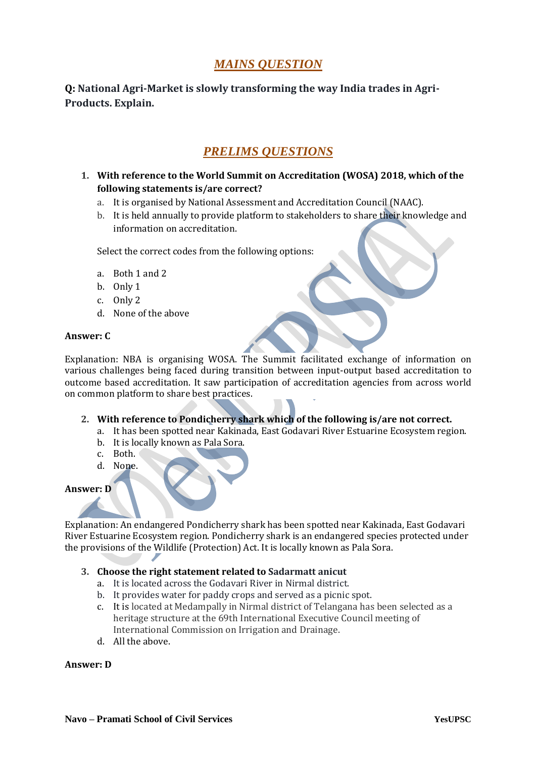## *MAINS QUESTION*

**Q: National Agri-Market is slowly transforming the way India trades in Agri-Products. Explain.**

## *PRELIMS QUESTIONS*

1. **With reference to the World Summit on Accreditation (WOSA) 2018, which of the following statements is/are correct?**
   a. It is organised by National Assessment and Accreditation Council (NAAC).
   b. It is held annually to provide platform to stakeholders to share their knowledge and information on accreditation.

   Select the correct codes from the following options:

   a. Both 1 and 2
   b. Only 1
   c. Only 2
   d. None of the above

**Answer: C**

Explanation: NBA is organising WOSA. The Summit facilitated exchange of information on various challenges being faced during transition between input-output based accreditation to outcome based accreditation. It saw participation of accreditation agencies from across world on common platform to share best practices.

2. **With reference to Pondicherry shark which of the following is/are not correct.**
   a. It has been spotted near Kakinada, East Godavari River Estuarine Ecosystem region.
   b. It is locally known as Pala Sora.
   c. Both.
   d. None.

**Answer: D**

Explanation: An endangered Pondicherry shark has been spotted near Kakinada, East Godavari River Estuarine Ecosystem region. Pondicherry shark is an endangered species protected under the provisions of the Wildlife (Protection) Act. It is locally known as Pala Sora.

3. **Choose the right statement related to Sadarmatt anicut**
   a. It is located across the Godavari River in Nirmal district.
   b. It provides water for paddy crops and served as a picnic spot.
   c. It is located at Medampally in Nirmal district of Telangana has been selected as a heritage structure at the 69th International Executive Council meeting of International Commission on Irrigation and Drainage.
   d. All the above.

**Answer: D**